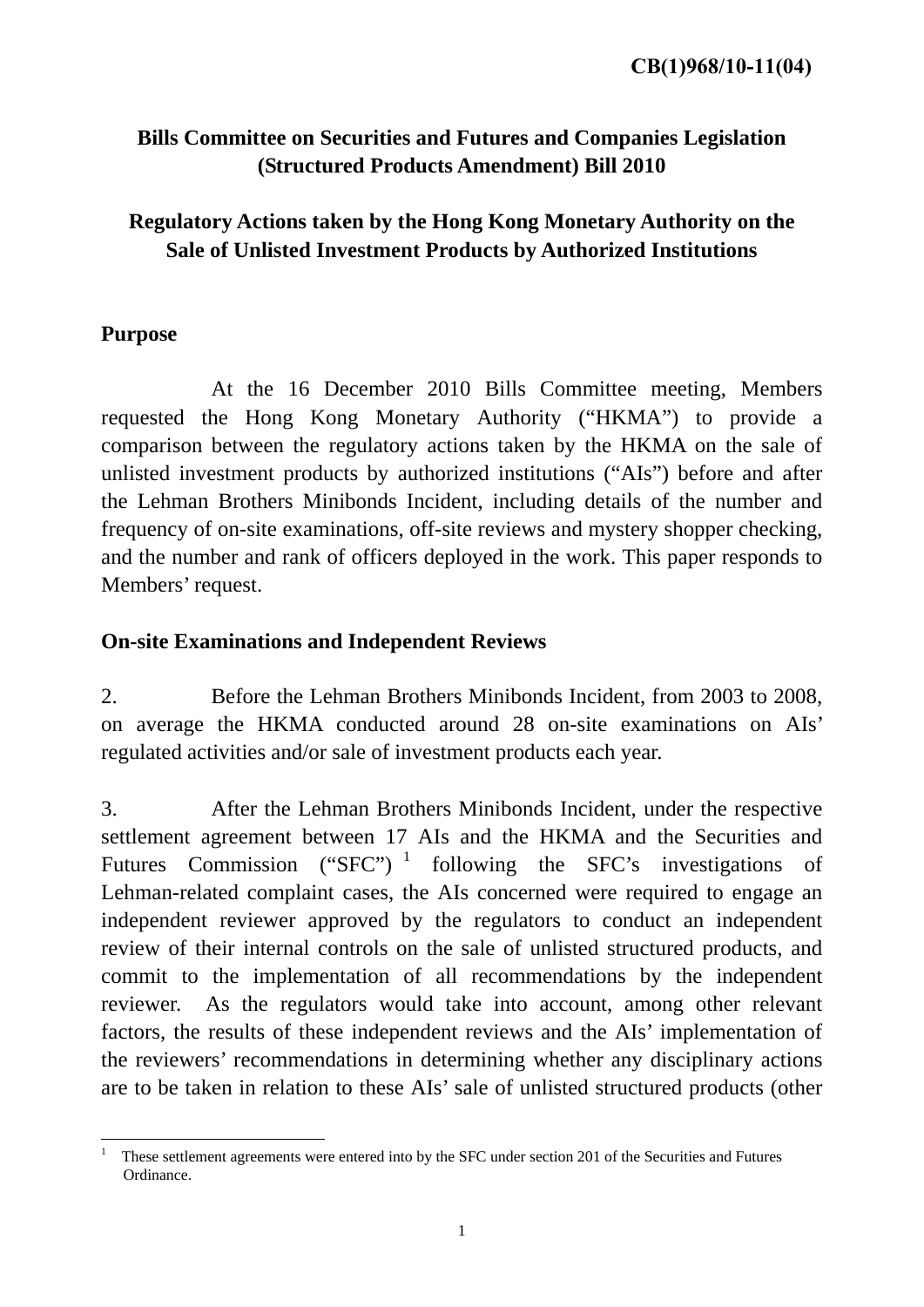CB(1)968/10-11(04)

**Bills Committee on Securities and Futures and Companies Legislation (Structured Products Amendment) Bill 2010**

**Regulatory Actions taken by the Hong Kong Monetary Authority on the Sale of Unlisted Investment Products by Authorized Institutions**

## Purpose

At the 16 December 2010 Bills Committee meeting, Members requested the Hong Kong Monetary Authority ("HKMA") to provide a comparison between the regulatory actions taken by the HKMA on the sale of unlisted investment products by authorized institutions ("AIs") before and after the Lehman Brothers Minibonds Incident, including details of the number and frequency of on-site examinations, off-site reviews and mystery shopper checking, and the number and rank of officers deployed in the work. This paper responds to Members' request.

## On-site Examinations and Independent Reviews

2. Before the Lehman Brothers Minibonds Incident, from 2003 to 2008, on average the HKMA conducted around 28 on-site examinations on AIs' regulated activities and/or sale of investment products each year.

3. After the Lehman Brothers Minibonds Incident, under the respective settlement agreement between 17 AIs and the HKMA and the Securities and Futures Commission ("SFC")[1] following the SFC's investigations of Lehman-related complaint cases, the AIs concerned were required to engage an independent reviewer approved by the regulators to conduct an independent review of their internal controls on the sale of unlisted structured products, and commit to the implementation of all recommendations by the independent reviewer. As the regulators would take into account, among other relevant factors, the results of these independent reviews and the AIs' implementation of the reviewers' recommendations in determining whether any disciplinary actions are to be taken in relation to these AIs' sale of unlisted structured products (other

---

[1] These settlement agreements were entered into by the SFC under section 201 of the Securities and Futures Ordinance.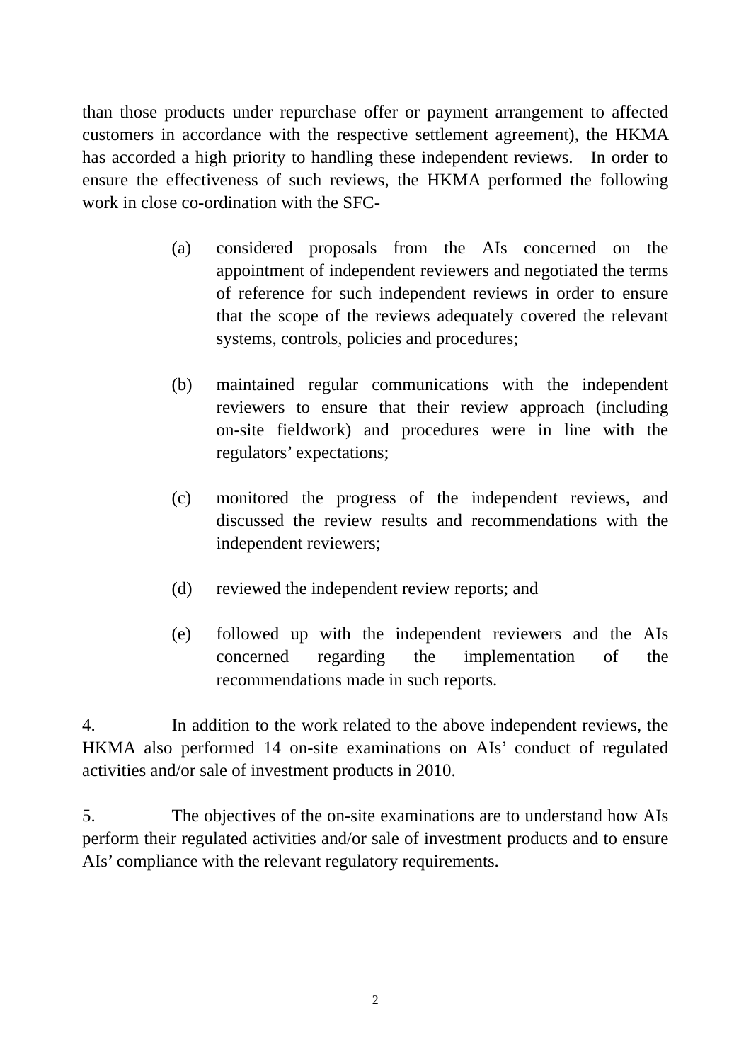than those products under repurchase offer or payment arrangement to affected customers in accordance with the respective settlement agreement), the HKMA has accorded a high priority to handling these independent reviews. In order to ensure the effectiveness of such reviews, the HKMA performed the following work in close co-ordination with the SFC-

(a) considered proposals from the AIs concerned on the appointment of independent reviewers and negotiated the terms of reference for such independent reviews in order to ensure that the scope of the reviews adequately covered the relevant systems, controls, policies and procedures;

(b) maintained regular communications with the independent reviewers to ensure that their review approach (including on-site fieldwork) and procedures were in line with the regulators' expectations;

(c) monitored the progress of the independent reviews, and discussed the review results and recommendations with the independent reviewers;

(d) reviewed the independent review reports; and

(e) followed up with the independent reviewers and the AIs concerned regarding the implementation of the recommendations made in such reports.

4. In addition to the work related to the above independent reviews, the HKMA also performed 14 on-site examinations on AIs' conduct of regulated activities and/or sale of investment products in 2010.

5. The objectives of the on-site examinations are to understand how AIs perform their regulated activities and/or sale of investment products and to ensure AIs' compliance with the relevant regulatory requirements.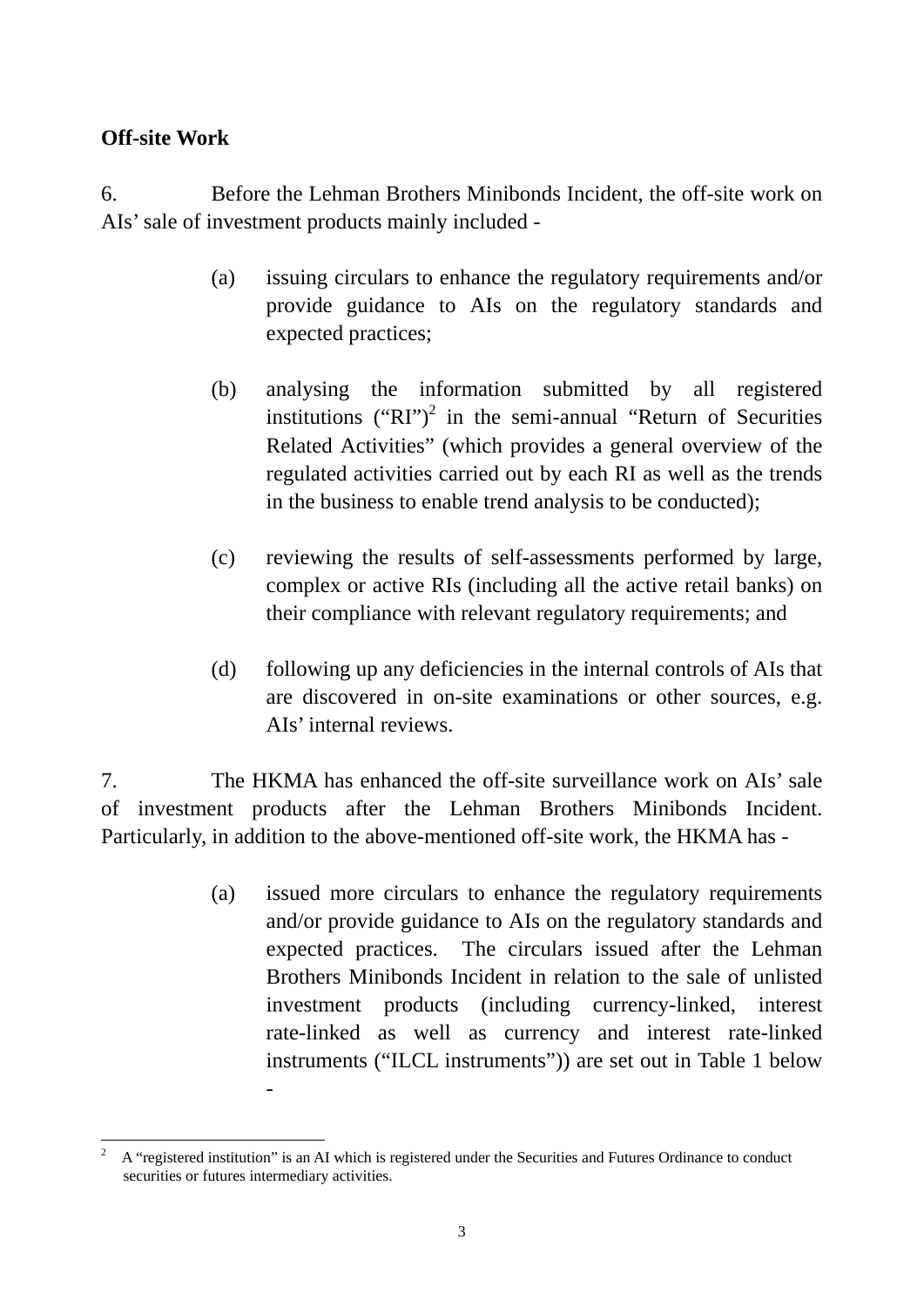**Off-site Work**

6. Before the Lehman Brothers Minibonds Incident, the off-site work on AIs' sale of investment products mainly included -

(a) issuing circulars to enhance the regulatory requirements and/or provide guidance to AIs on the regulatory standards and expected practices;

(b) analysing the information submitted by all registered institutions ("RI")[2] in the semi-annual "Return of Securities Related Activities" (which provides a general overview of the regulated activities carried out by each RI as well as the trends in the business to enable trend analysis to be conducted);

(c) reviewing the results of self-assessments performed by large, complex or active RIs (including all the active retail banks) on their compliance with relevant regulatory requirements; and

(d) following up any deficiencies in the internal controls of AIs that are discovered in on-site examinations or other sources, e.g. AIs' internal reviews.

7. The HKMA has enhanced the off-site surveillance work on AIs' sale of investment products after the Lehman Brothers Minibonds Incident. Particularly, in addition to the above-mentioned off-site work, the HKMA has -

(a) issued more circulars to enhance the regulatory requirements and/or provide guidance to AIs on the regulatory standards and expected practices. The circulars issued after the Lehman Brothers Minibonds Incident in relation to the sale of unlisted investment products (including currency-linked, interest rate-linked as well as currency and interest rate-linked instruments ("ILCL instruments")) are set out in Table 1 below -

---

[2] A "registered institution" is an AI which is registered under the Securities and Futures Ordinance to conduct securities or futures intermediary activities.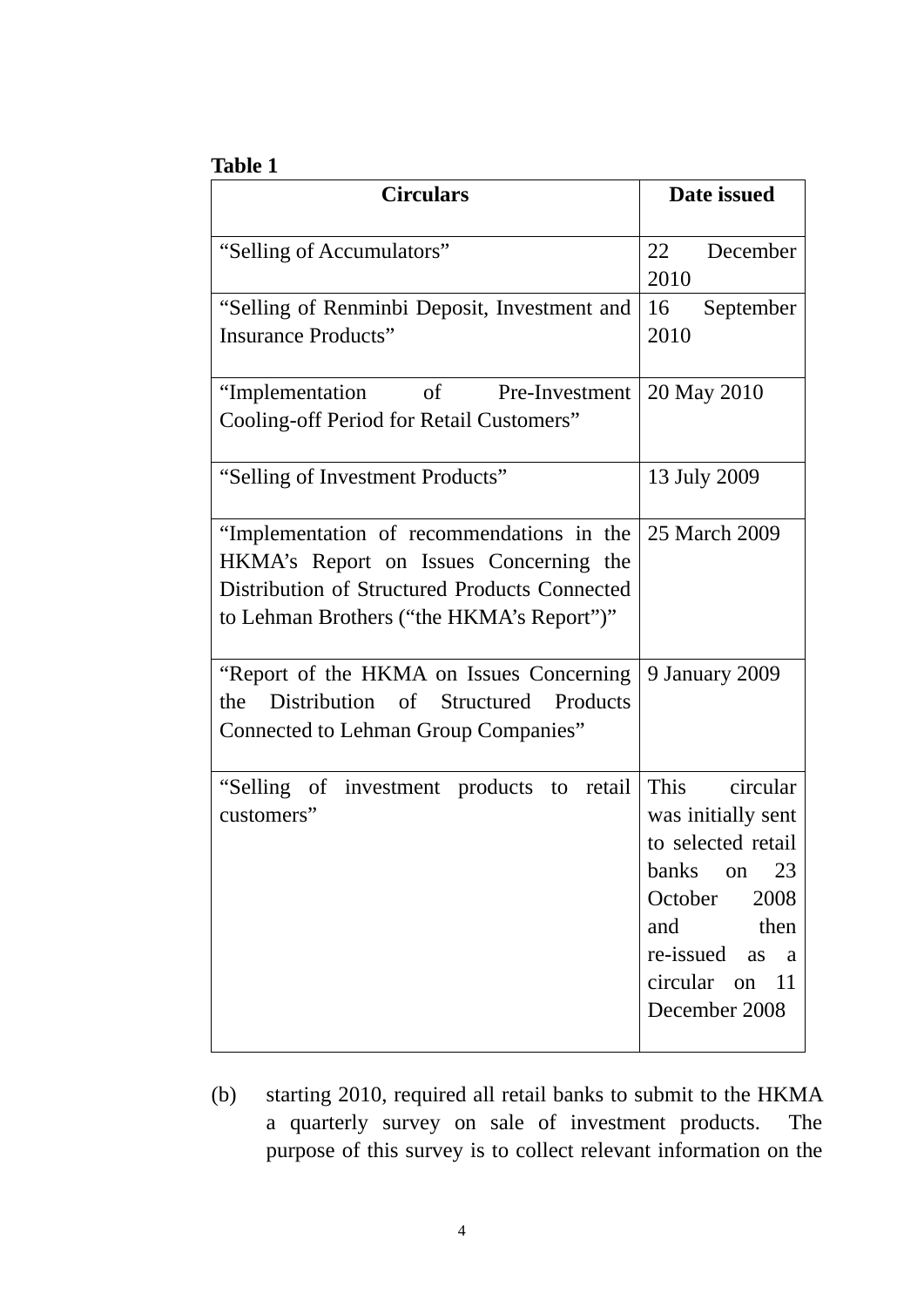**Table 1**

| Circulars | Date issued |
|---|---|
| "Selling of Accumulators" | 22 December 2010 |
| "Selling of Renminbi Deposit, Investment and Insurance Products" | 16 September 2010 |
| "Implementation of Pre-Investment Cooling-off Period for Retail Customers" | 20 May 2010 |
| "Selling of Investment Products" | 13 July 2009 |
| "Implementation of recommendations in the HKMA's Report on Issues Concerning the Distribution of Structured Products Connected to Lehman Brothers ("the HKMA's Report")" | 25 March 2009 |
| "Report of the HKMA on Issues Concerning the Distribution of Structured Products Connected to Lehman Group Companies" | 9 January 2009 |
| "Selling of investment products to retail customers" | This circular was initially sent to selected retail banks on 23 October 2008 and then re-issued as a circular on 11 December 2008 |

(b) starting 2010, required all retail banks to submit to the HKMA a quarterly survey on sale of investment products. The purpose of this survey is to collect relevant information on the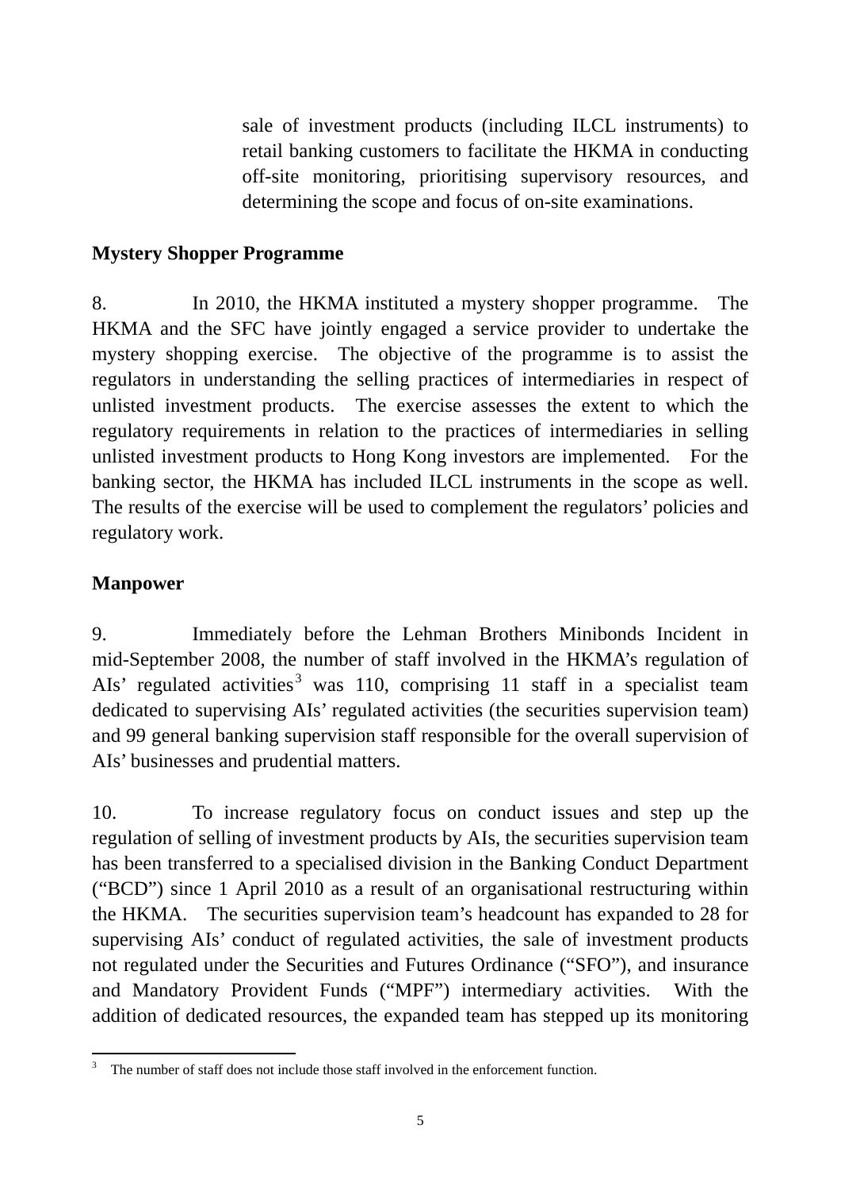sale of investment products (including ILCL instruments) to retail banking customers to facilitate the HKMA in conducting off-site monitoring, prioritising supervisory resources, and determining the scope and focus of on-site examinations.

**Mystery Shopper Programme**

8. In 2010, the HKMA instituted a mystery shopper programme. The HKMA and the SFC have jointly engaged a service provider to undertake the mystery shopping exercise. The objective of the programme is to assist the regulators in understanding the selling practices of intermediaries in respect of unlisted investment products. The exercise assesses the extent to which the regulatory requirements in relation to the practices of intermediaries in selling unlisted investment products to Hong Kong investors are implemented. For the banking sector, the HKMA has included ILCL instruments in the scope as well. The results of the exercise will be used to complement the regulators' policies and regulatory work.

**Manpower**

9. Immediately before the Lehman Brothers Minibonds Incident in mid-September 2008, the number of staff involved in the HKMA's regulation of AIs' regulated activities[3] was 110, comprising 11 staff in a specialist team dedicated to supervising AIs' regulated activities (the securities supervision team) and 99 general banking supervision staff responsible for the overall supervision of AIs' businesses and prudential matters.

10. To increase regulatory focus on conduct issues and step up the regulation of selling of investment products by AIs, the securities supervision team has been transferred to a specialised division in the Banking Conduct Department ("BCD") since 1 April 2010 as a result of an organisational restructuring within the HKMA. The securities supervision team's headcount has expanded to 28 for supervising AIs' conduct of regulated activities, the sale of investment products not regulated under the Securities and Futures Ordinance ("SFO"), and insurance and Mandatory Provident Funds ("MPF") intermediary activities. With the addition of dedicated resources, the expanded team has stepped up its monitoring

[3] The number of staff does not include those staff involved in the enforcement function.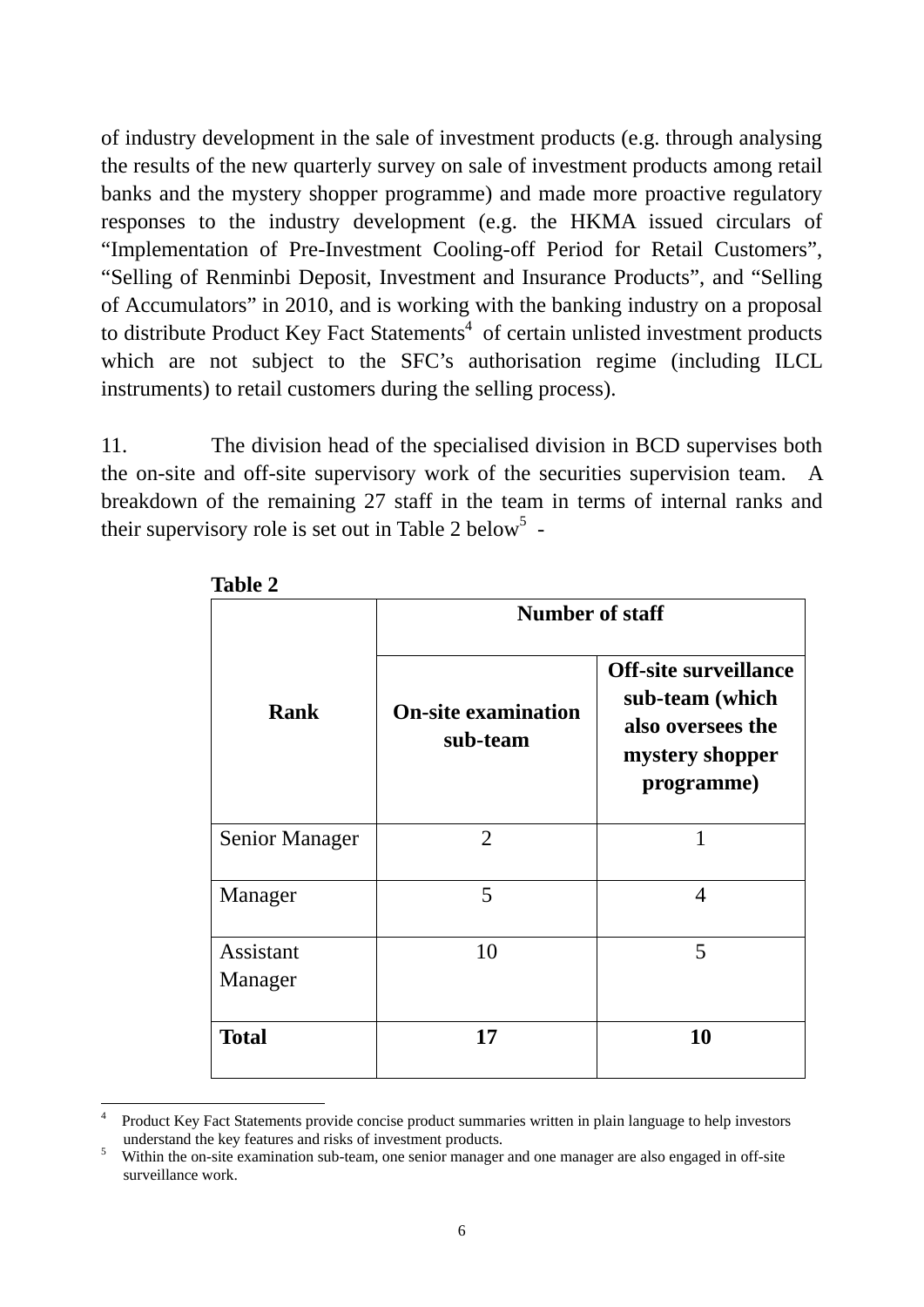of industry development in the sale of investment products (e.g. through analysing the results of the new quarterly survey on sale of investment products among retail banks and the mystery shopper programme) and made more proactive regulatory responses to the industry development (e.g. the HKMA issued circulars of "Implementation of Pre-Investment Cooling-off Period for Retail Customers", "Selling of Renminbi Deposit, Investment and Insurance Products", and "Selling of Accumulators" in 2010, and is working with the banking industry on a proposal to distribute Product Key Fact Statements[4] of certain unlisted investment products which are not subject to the SFC's authorisation regime (including ILCL instruments) to retail customers during the selling process).

11. The division head of the specialised division in BCD supervises both the on-site and off-site supervisory work of the securities supervision team. A breakdown of the remaining 27 staff in the team in terms of internal ranks and their supervisory role is set out in Table 2 below[5] -

**Table 2**

| **Rank** | **Number of staff** | |
|---|---|---|
| | **On-site examination sub-team** | **Off-site surveillance sub-team (which also oversees the mystery shopper programme)** |
| Senior Manager | 2 | 1 |
| Manager | 5 | 4 |
| Assistant Manager | 10 | 5 |
| **Total** | **17** | **10** |

---

[4] Product Key Fact Statements provide concise product summaries written in plain language to help investors understand the key features and risks of investment products.

[5] Within the on-site examination sub-team, one senior manager and one manager are also engaged in off-site surveillance work.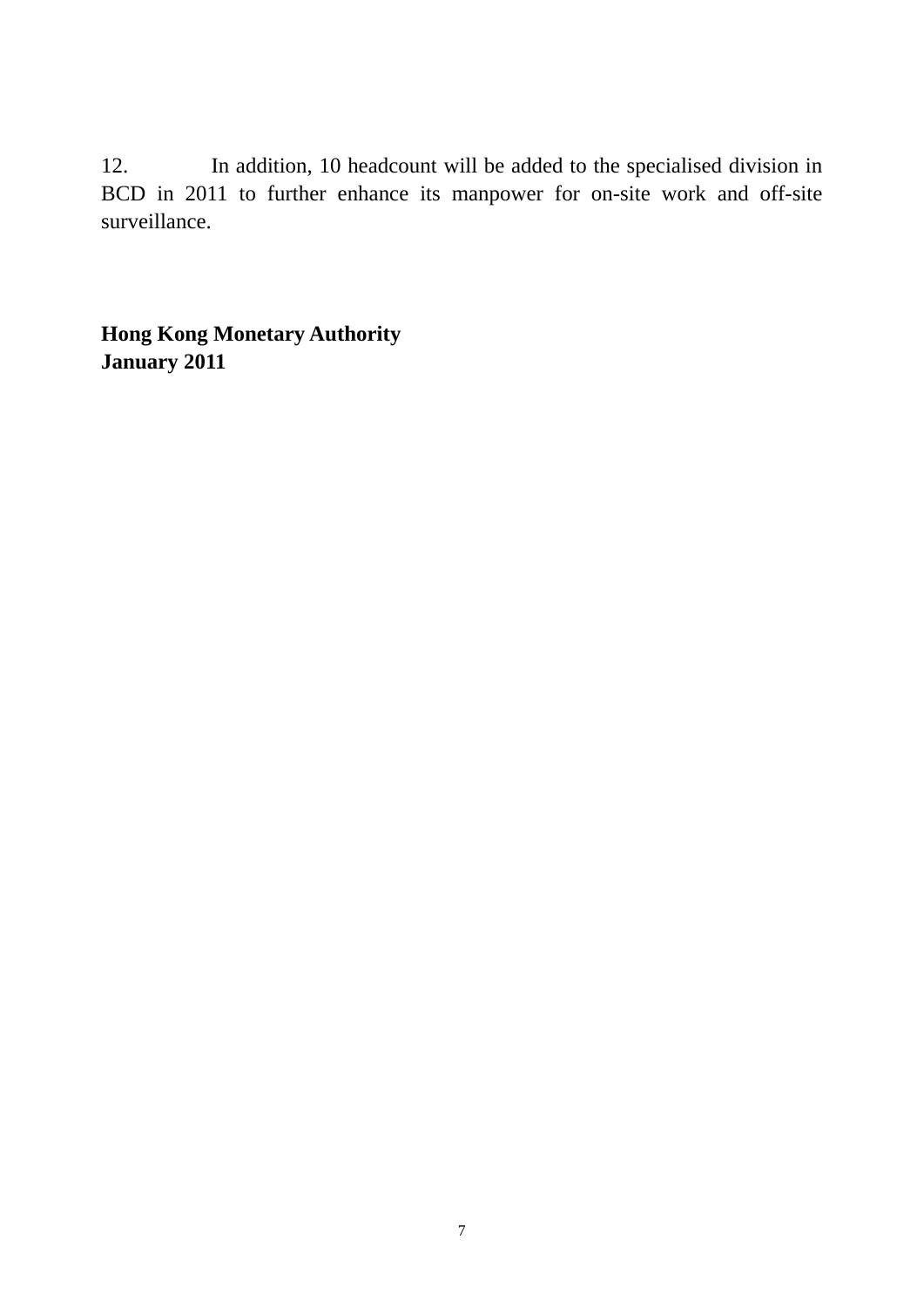12. In addition, 10 headcount will be added to the specialised division in BCD in 2011 to further enhance its manpower for on-site work and off-site surveillance.

**Hong Kong Monetary Authority**
**January 2011**